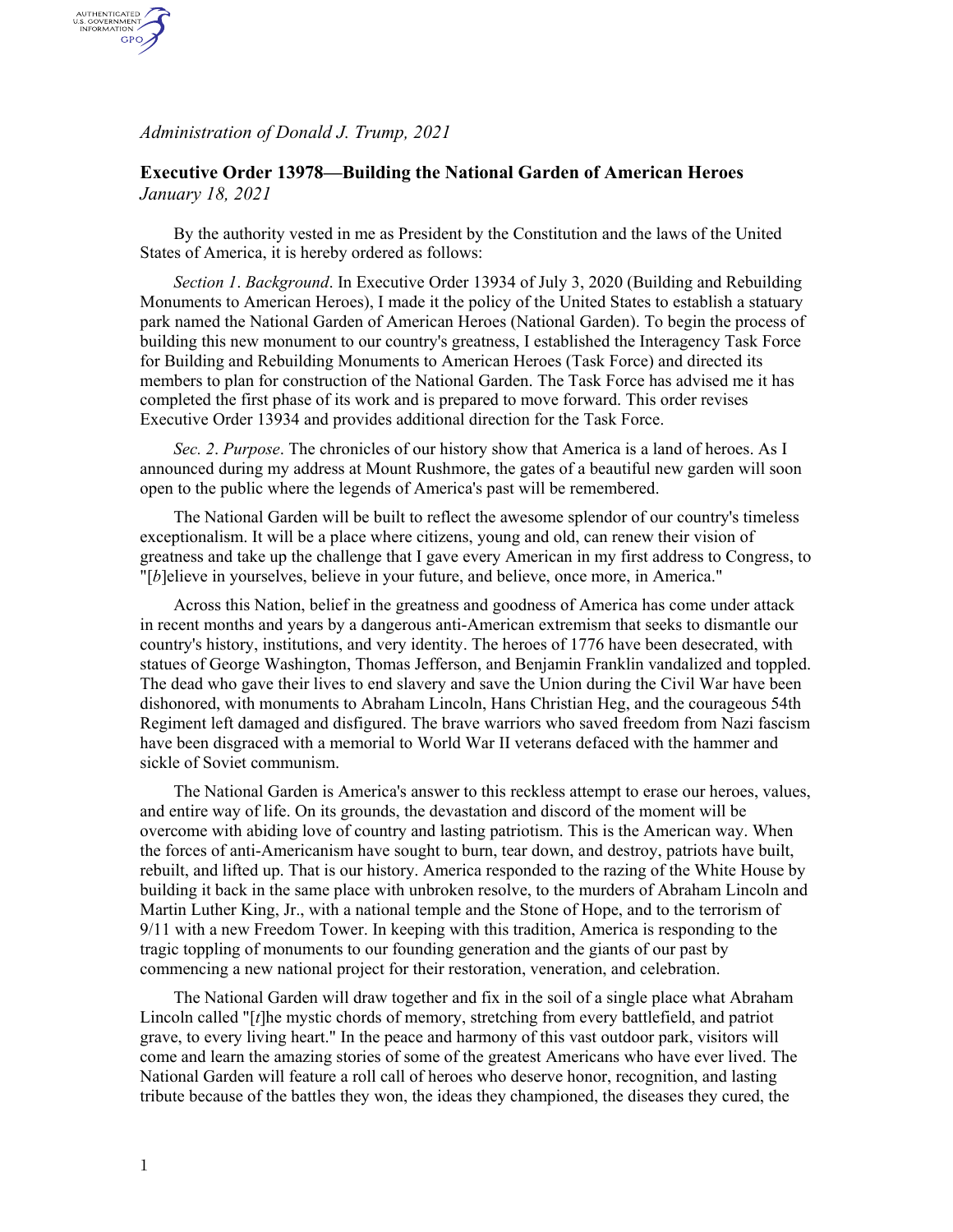*Administration of Donald J. Trump, 2021*

## Executive Order 13978—Building the National Garden of American Heroes

*January 18, 2021*

By the authority vested in me as President by the Constitution and the laws of the United States of America, it is hereby ordered as follows:

*Section 1*. *Background*. In Executive Order 13934 of July 3, 2020 (Building and Rebuilding Monuments to American Heroes), I made it the policy of the United States to establish a statuary park named the National Garden of American Heroes (National Garden). To begin the process of building this new monument to our country's greatness, I established the Interagency Task Force for Building and Rebuilding Monuments to American Heroes (Task Force) and directed its members to plan for construction of the National Garden. The Task Force has advised me it has completed the first phase of its work and is prepared to move forward. This order revises Executive Order 13934 and provides additional direction for the Task Force.

*Sec. 2*. *Purpose*. The chronicles of our history show that America is a land of heroes. As I announced during my address at Mount Rushmore, the gates of a beautiful new garden will soon open to the public where the legends of America's past will be remembered.

The National Garden will be built to reflect the awesome splendor of our country's timeless exceptionalism. It will be a place where citizens, young and old, can renew their vision of greatness and take up the challenge that I gave every American in my first address to Congress, to "[*b*]elieve in yourselves, believe in your future, and believe, once more, in America."

Across this Nation, belief in the greatness and goodness of America has come under attack in recent months and years by a dangerous anti-American extremism that seeks to dismantle our country's history, institutions, and very identity. The heroes of 1776 have been desecrated, with statues of George Washington, Thomas Jefferson, and Benjamin Franklin vandalized and toppled. The dead who gave their lives to end slavery and save the Union during the Civil War have been dishonored, with monuments to Abraham Lincoln, Hans Christian Heg, and the courageous 54th Regiment left damaged and disfigured. The brave warriors who saved freedom from Nazi fascism have been disgraced with a memorial to World War II veterans defaced with the hammer and sickle of Soviet communism.

The National Garden is America's answer to this reckless attempt to erase our heroes, values, and entire way of life. On its grounds, the devastation and discord of the moment will be overcome with abiding love of country and lasting patriotism. This is the American way. When the forces of anti-Americanism have sought to burn, tear down, and destroy, patriots have built, rebuilt, and lifted up. That is our history. America responded to the razing of the White House by building it back in the same place with unbroken resolve, to the murders of Abraham Lincoln and Martin Luther King, Jr., with a national temple and the Stone of Hope, and to the terrorism of 9/11 with a new Freedom Tower. In keeping with this tradition, America is responding to the tragic toppling of monuments to our founding generation and the giants of our past by commencing a new national project for their restoration, veneration, and celebration.

The National Garden will draw together and fix in the soil of a single place what Abraham Lincoln called "[*t*]he mystic chords of memory, stretching from every battlefield, and patriot grave, to every living heart." In the peace and harmony of this vast outdoor park, visitors will come and learn the amazing stories of some of the greatest Americans who have ever lived. The National Garden will feature a roll call of heroes who deserve honor, recognition, and lasting tribute because of the battles they won, the ideas they championed, the diseases they cured, the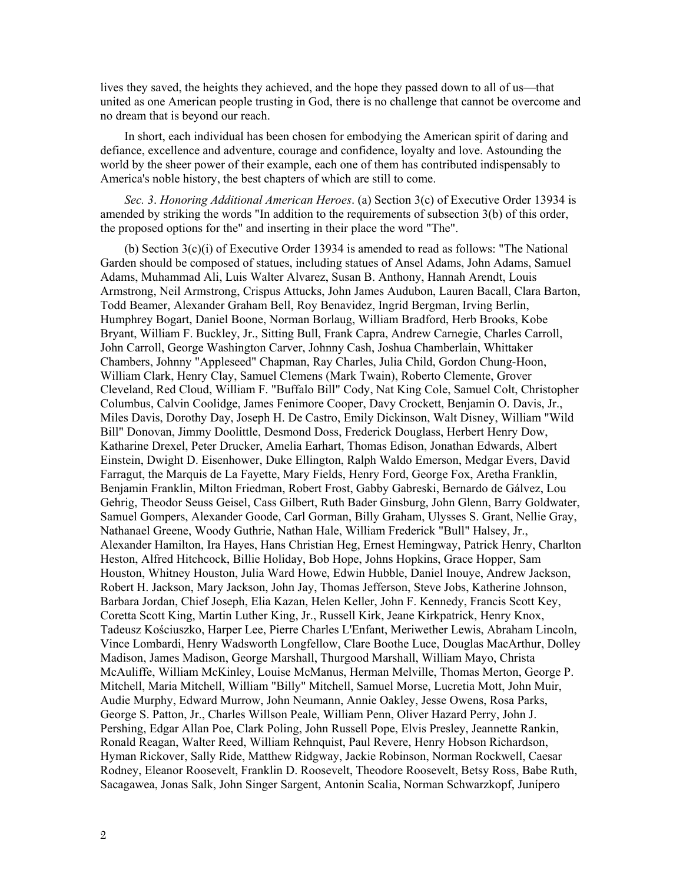lives they saved, the heights they achieved, and the hope they passed down to all of us—that united as one American people trusting in God, there is no challenge that cannot be overcome and no dream that is beyond our reach.

In short, each individual has been chosen for embodying the American spirit of daring and defiance, excellence and adventure, courage and confidence, loyalty and love. Astounding the world by the sheer power of their example, each one of them has contributed indispensably to America's noble history, the best chapters of which are still to come.

*Sec. 3. Honoring Additional American Heroes*. (a) Section 3(c) of Executive Order 13934 is amended by striking the words "In addition to the requirements of subsection 3(b) of this order, the proposed options for the" and inserting in their place the word "The".

(b) Section 3(c)(i) of Executive Order 13934 is amended to read as follows: "The National Garden should be composed of statues, including statues of Ansel Adams, John Adams, Samuel Adams, Muhammad Ali, Luis Walter Alvarez, Susan B. Anthony, Hannah Arendt, Louis Armstrong, Neil Armstrong, Crispus Attucks, John James Audubon, Lauren Bacall, Clara Barton, Todd Beamer, Alexander Graham Bell, Roy Benavidez, Ingrid Bergman, Irving Berlin, Humphrey Bogart, Daniel Boone, Norman Borlaug, William Bradford, Herb Brooks, Kobe Bryant, William F. Buckley, Jr., Sitting Bull, Frank Capra, Andrew Carnegie, Charles Carroll, John Carroll, George Washington Carver, Johnny Cash, Joshua Chamberlain, Whittaker Chambers, Johnny "Appleseed" Chapman, Ray Charles, Julia Child, Gordon Chung-Hoon, William Clark, Henry Clay, Samuel Clemens (Mark Twain), Roberto Clemente, Grover Cleveland, Red Cloud, William F. "Buffalo Bill" Cody, Nat King Cole, Samuel Colt, Christopher Columbus, Calvin Coolidge, James Fenimore Cooper, Davy Crockett, Benjamin O. Davis, Jr., Miles Davis, Dorothy Day, Joseph H. De Castro, Emily Dickinson, Walt Disney, William "Wild Bill" Donovan, Jimmy Doolittle, Desmond Doss, Frederick Douglass, Herbert Henry Dow, Katharine Drexel, Peter Drucker, Amelia Earhart, Thomas Edison, Jonathan Edwards, Albert Einstein, Dwight D. Eisenhower, Duke Ellington, Ralph Waldo Emerson, Medgar Evers, David Farragut, the Marquis de La Fayette, Mary Fields, Henry Ford, George Fox, Aretha Franklin, Benjamin Franklin, Milton Friedman, Robert Frost, Gabby Gabreski, Bernardo de Gálvez, Lou Gehrig, Theodor Seuss Geisel, Cass Gilbert, Ruth Bader Ginsburg, John Glenn, Barry Goldwater, Samuel Gompers, Alexander Goode, Carl Gorman, Billy Graham, Ulysses S. Grant, Nellie Gray, Nathanael Greene, Woody Guthrie, Nathan Hale, William Frederick "Bull" Halsey, Jr., Alexander Hamilton, Ira Hayes, Hans Christian Heg, Ernest Hemingway, Patrick Henry, Charlton Heston, Alfred Hitchcock, Billie Holiday, Bob Hope, Johns Hopkins, Grace Hopper, Sam Houston, Whitney Houston, Julia Ward Howe, Edwin Hubble, Daniel Inouye, Andrew Jackson, Robert H. Jackson, Mary Jackson, John Jay, Thomas Jefferson, Steve Jobs, Katherine Johnson, Barbara Jordan, Chief Joseph, Elia Kazan, Helen Keller, John F. Kennedy, Francis Scott Key, Coretta Scott King, Martin Luther King, Jr., Russell Kirk, Jeane Kirkpatrick, Henry Knox, Tadeusz Kościuszko, Harper Lee, Pierre Charles L'Enfant, Meriwether Lewis, Abraham Lincoln, Vince Lombardi, Henry Wadsworth Longfellow, Clare Boothe Luce, Douglas MacArthur, Dolley Madison, James Madison, George Marshall, Thurgood Marshall, William Mayo, Christa McAuliffe, William McKinley, Louise McManus, Herman Melville, Thomas Merton, George P. Mitchell, Maria Mitchell, William "Billy" Mitchell, Samuel Morse, Lucretia Mott, John Muir, Audie Murphy, Edward Murrow, John Neumann, Annie Oakley, Jesse Owens, Rosa Parks, George S. Patton, Jr., Charles Willson Peale, William Penn, Oliver Hazard Perry, John J. Pershing, Edgar Allan Poe, Clark Poling, John Russell Pope, Elvis Presley, Jeannette Rankin, Ronald Reagan, Walter Reed, William Rehnquist, Paul Revere, Henry Hobson Richardson, Hyman Rickover, Sally Ride, Matthew Ridgway, Jackie Robinson, Norman Rockwell, Caesar Rodney, Eleanor Roosevelt, Franklin D. Roosevelt, Theodore Roosevelt, Betsy Ross, Babe Ruth, Sacagawea, Jonas Salk, John Singer Sargent, Antonin Scalia, Norman Schwarzkopf, Junípero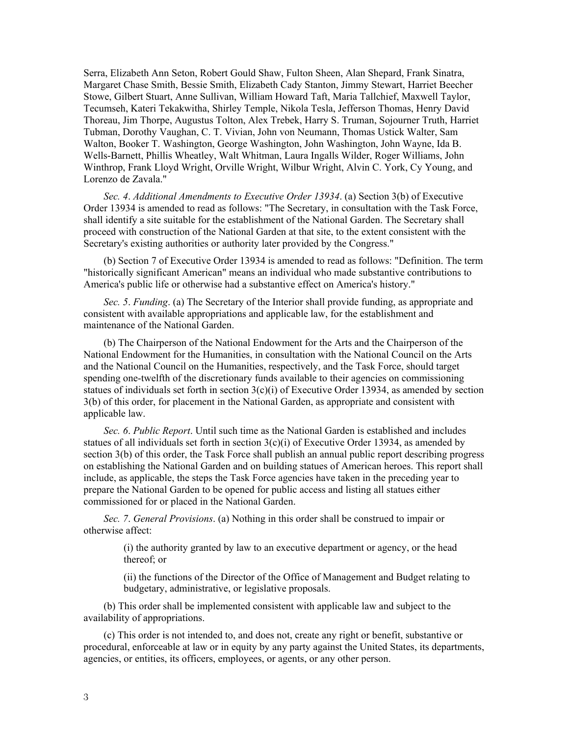Serra, Elizabeth Ann Seton, Robert Gould Shaw, Fulton Sheen, Alan Shepard, Frank Sinatra, Margaret Chase Smith, Bessie Smith, Elizabeth Cady Stanton, Jimmy Stewart, Harriet Beecher Stowe, Gilbert Stuart, Anne Sullivan, William Howard Taft, Maria Tallchief, Maxwell Taylor, Tecumseh, Kateri Tekakwitha, Shirley Temple, Nikola Tesla, Jefferson Thomas, Henry David Thoreau, Jim Thorpe, Augustus Tolton, Alex Trebek, Harry S. Truman, Sojourner Truth, Harriet Tubman, Dorothy Vaughan, C. T. Vivian, John von Neumann, Thomas Ustick Walter, Sam Walton, Booker T. Washington, George Washington, John Washington, John Wayne, Ida B. Wells-Barnett, Phillis Wheatley, Walt Whitman, Laura Ingalls Wilder, Roger Williams, John Winthrop, Frank Lloyd Wright, Orville Wright, Wilbur Wright, Alvin C. York, Cy Young, and Lorenzo de Zavala."

*Sec. 4*. *Additional Amendments to Executive Order 13934*. (a) Section 3(b) of Executive Order 13934 is amended to read as follows: "The Secretary, in consultation with the Task Force, shall identify a site suitable for the establishment of the National Garden. The Secretary shall proceed with construction of the National Garden at that site, to the extent consistent with the Secretary's existing authorities or authority later provided by the Congress."

(b) Section 7 of Executive Order 13934 is amended to read as follows: "Definition. The term "historically significant American" means an individual who made substantive contributions to America's public life or otherwise had a substantive effect on America's history."

*Sec. 5*. *Funding*. (a) The Secretary of the Interior shall provide funding, as appropriate and consistent with available appropriations and applicable law, for the establishment and maintenance of the National Garden.

(b) The Chairperson of the National Endowment for the Arts and the Chairperson of the National Endowment for the Humanities, in consultation with the National Council on the Arts and the National Council on the Humanities, respectively, and the Task Force, should target spending one-twelfth of the discretionary funds available to their agencies on commissioning statues of individuals set forth in section 3(c)(i) of Executive Order 13934, as amended by section 3(b) of this order, for placement in the National Garden, as appropriate and consistent with applicable law.

*Sec. 6*. *Public Report*. Until such time as the National Garden is established and includes statues of all individuals set forth in section 3(c)(i) of Executive Order 13934, as amended by section 3(b) of this order, the Task Force shall publish an annual public report describing progress on establishing the National Garden and on building statues of American heroes. This report shall include, as applicable, the steps the Task Force agencies have taken in the preceding year to prepare the National Garden to be opened for public access and listing all statues either commissioned for or placed in the National Garden.

*Sec. 7*. *General Provisions*. (a) Nothing in this order shall be construed to impair or otherwise affect:

(i) the authority granted by law to an executive department or agency, or the head thereof; or

(ii) the functions of the Director of the Office of Management and Budget relating to budgetary, administrative, or legislative proposals.

(b) This order shall be implemented consistent with applicable law and subject to the availability of appropriations.

(c) This order is not intended to, and does not, create any right or benefit, substantive or procedural, enforceable at law or in equity by any party against the United States, its departments, agencies, or entities, its officers, employees, or agents, or any other person.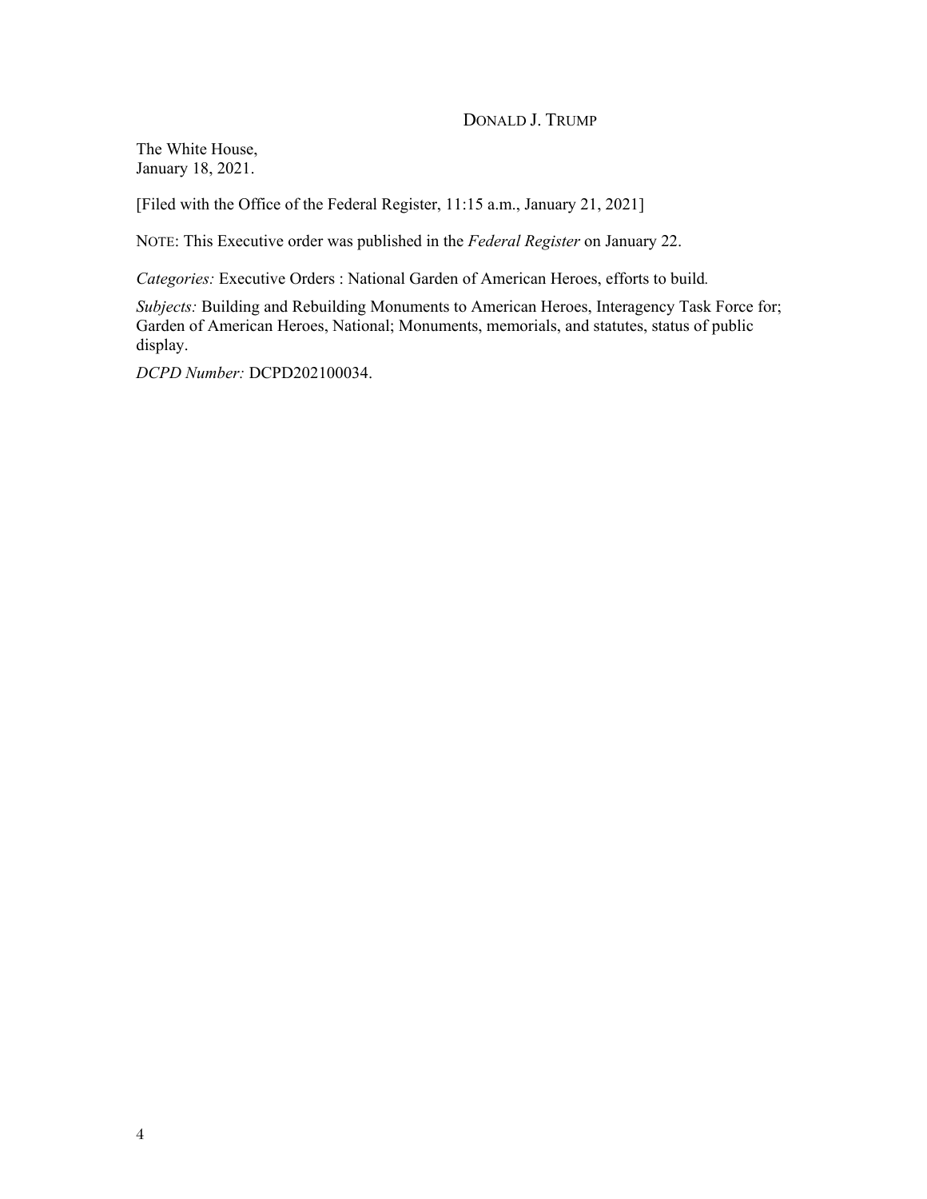DONALD J. TRUMP

The White House,
January 18, 2021.

[Filed with the Office of the Federal Register, 11:15 a.m., January 21, 2021]

NOTE: This Executive order was published in the *Federal Register* on January 22.

*Categories:* Executive Orders : National Garden of American Heroes, efforts to build.

*Subjects:* Building and Rebuilding Monuments to American Heroes, Interagency Task Force for; Garden of American Heroes, National; Monuments, memorials, and statutes, status of public display.

*DCPD Number:* DCPD202100034.